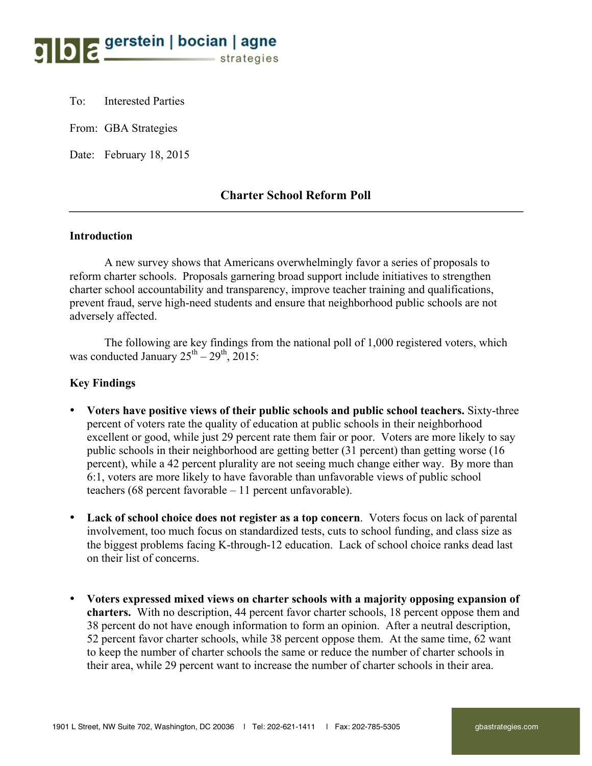gerstein | bocian | agne strategies

To: Interested Parties

From: GBA Strategies

Date: February 18, 2015

## Charter School Reform Poll

### Introduction

A new survey shows that Americans overwhelmingly favor a series of proposals to reform charter schools. Proposals garnering broad support include initiatives to strengthen charter school accountability and transparency, improve teacher training and qualifications, prevent fraud, serve high-need students and ensure that neighborhood public schools are not adversely affected.

The following are key findings from the national poll of 1,000 registered voters, which was conducted January 25th – 29th, 2015:

### Key Findings

- **Voters have positive views of their public schools and public school teachers.** Sixty-three percent of voters rate the quality of education at public schools in their neighborhood excellent or good, while just 29 percent rate them fair or poor. Voters are more likely to say public schools in their neighborhood are getting better (31 percent) than getting worse (16 percent), while a 42 percent plurality are not seeing much change either way. By more than 6:1, voters are more likely to have favorable than unfavorable views of public school teachers (68 percent favorable – 11 percent unfavorable).

- **Lack of school choice does not register as a top concern**. Voters focus on lack of parental involvement, too much focus on standardized tests, cuts to school funding, and class size as the biggest problems facing K-through-12 education. Lack of school choice ranks dead last on their list of concerns.

- **Voters expressed mixed views on charter schools with a majority opposing expansion of charters.** With no description, 44 percent favor charter schools, 18 percent oppose them and 38 percent do not have enough information to form an opinion. After a neutral description, 52 percent favor charter schools, while 38 percent oppose them. At the same time, 62 want to keep the number of charter schools the same or reduce the number of charter schools in their area, while 29 percent want to increase the number of charter schools in their area.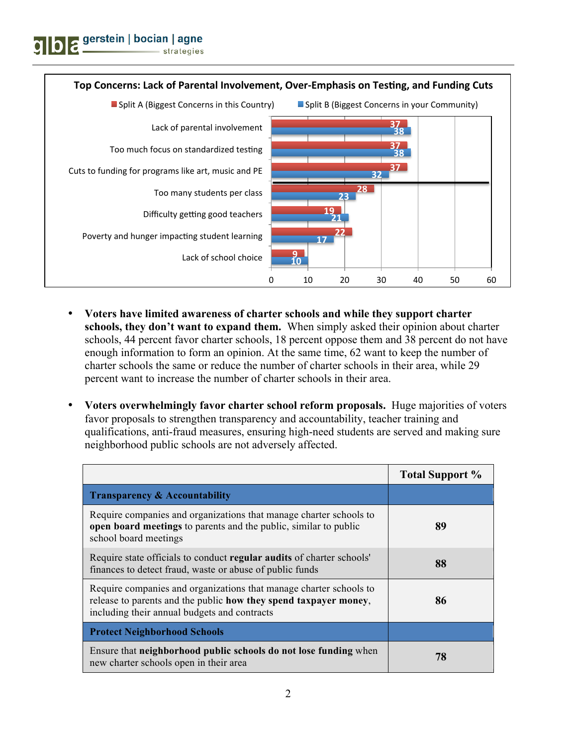**Top Concerns: Lack of Parental Involvement, Over-Emphasis on Testing, and Funding Cuts**

| | Split A (Biggest Concerns in this Country) | Split B (Biggest Concerns in your Community) |
|---|---|---|
| Lack of parental involvement | 37 | 38 |
| Too much focus on standardized testing | 37 | 38 |
| Cuts to funding for programs like art, music and PE | 37 | 32 |
| Too many students per class | 28 | 23 |
| Difficulty getting good teachers | 19 | 21 |
| Poverty and hunger impacting student learning | 22 | 17 |
| Lack of school choice | 9 | 10 |

- **Voters have limited awareness of charter schools and while they support charter schools, they don't want to expand them.** When simply asked their opinion about charter schools, 44 percent favor charter schools, 18 percent oppose them and 38 percent do not have enough information to form an opinion. At the same time, 62 want to keep the number of charter schools the same or reduce the number of charter schools in their area, while 29 percent want to increase the number of charter schools in their area.

- **Voters overwhelmingly favor charter school reform proposals.** Huge majorities of voters favor proposals to strengthen transparency and accountability, teacher training and qualifications, anti-fraud measures, ensuring high-need students are served and making sure neighborhood public schools are not adversely affected.

| | Total Support % |
|---|---|
| **Transparency & Accountability** | |
| Require companies and organizations that manage charter schools to **open board meetings** to parents and the public, similar to public school board meetings | **89** |
| Require state officials to conduct **regular audits** of charter schools' finances to detect fraud, waste or abuse of public funds | **88** |
| Require companies and organizations that manage charter schools to release to parents and the public **how they spend taxpayer money**, including their annual budgets and contracts | **86** |
| **Protect Neighborhood Schools** | |
| Ensure that **neighborhood public schools do not lose funding** when new charter schools open in their area | **78** |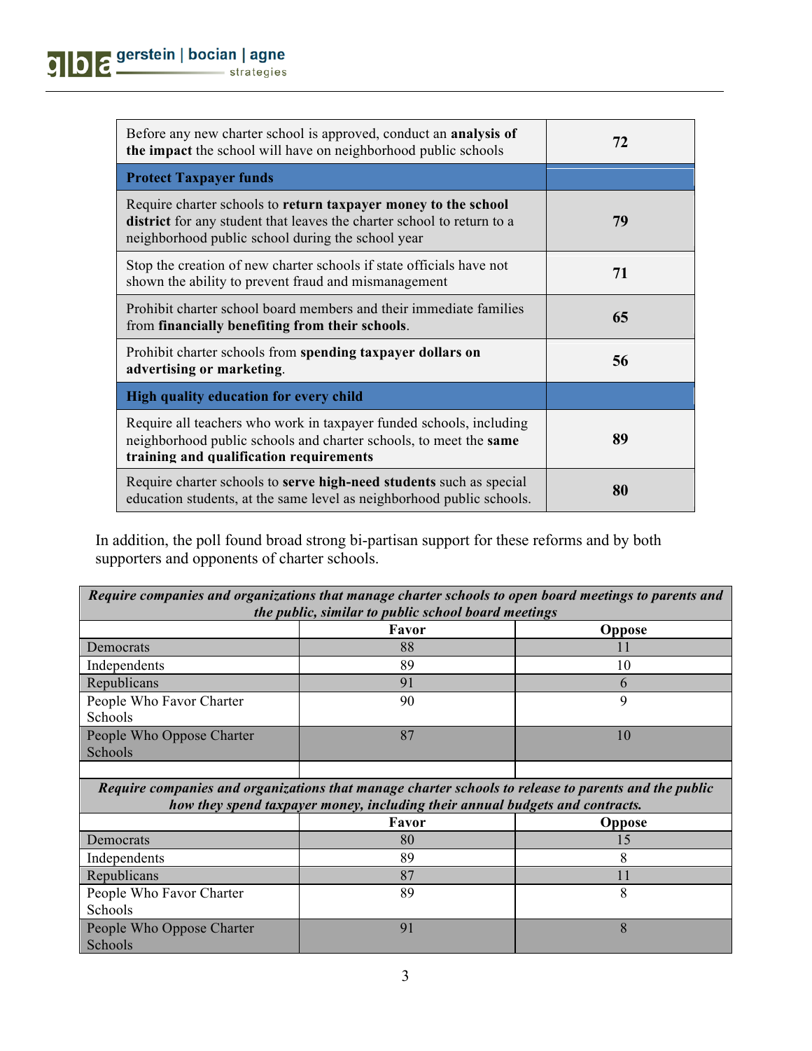| | |
|---|---|
| Before any new charter school is approved, conduct an **analysis of the impact** the school will have on neighborhood public schools | **72** |
| **Protect Taxpayer funds** | |
| Require charter schools to **return taxpayer money to the school district** for any student that leaves the charter school to return to a neighborhood public school during the school year | **79** |
| Stop the creation of new charter schools if state officials have not shown the ability to prevent fraud and mismanagement | **71** |
| Prohibit charter school board members and their immediate families from **financially benefiting from their schools**. | **65** |
| Prohibit charter schools from **spending taxpayer dollars on advertising or marketing**. | **56** |
| **High quality education for every child** | |
| Require all teachers who work in taxpayer funded schools, including neighborhood public schools and charter schools, to meet the **same training and qualification requirements** | **89** |
| Require charter schools to **serve high-need students** such as special education students, at the same level as neighborhood public schools. | **80** |

In addition, the poll found broad strong bi-partisan support for these reforms and by both supporters and opponents of charter schools.

| ***Require companies and organizations that manage charter schools to open board meetings to parents and the public, similar to public school board meetings*** | | |
|---|---|---|
| | **Favor** | **Oppose** |
| Democrats | 88 | 11 |
| Independents | 89 | 10 |
| Republicans | 91 | 6 |
| People Who Favor Charter Schools | 90 | 9 |
| People Who Oppose Charter Schools | 87 | 10 |
| | | |
| ***Require companies and organizations that manage charter schools to release to parents and the public how they spend taxpayer money, including their annual budgets and contracts.*** | | |
| | **Favor** | **Oppose** |
| Democrats | 80 | 15 |
| Independents | 89 | 8 |
| Republicans | 87 | 11 |
| People Who Favor Charter Schools | 89 | 8 |
| People Who Oppose Charter Schools | 91 | 8 |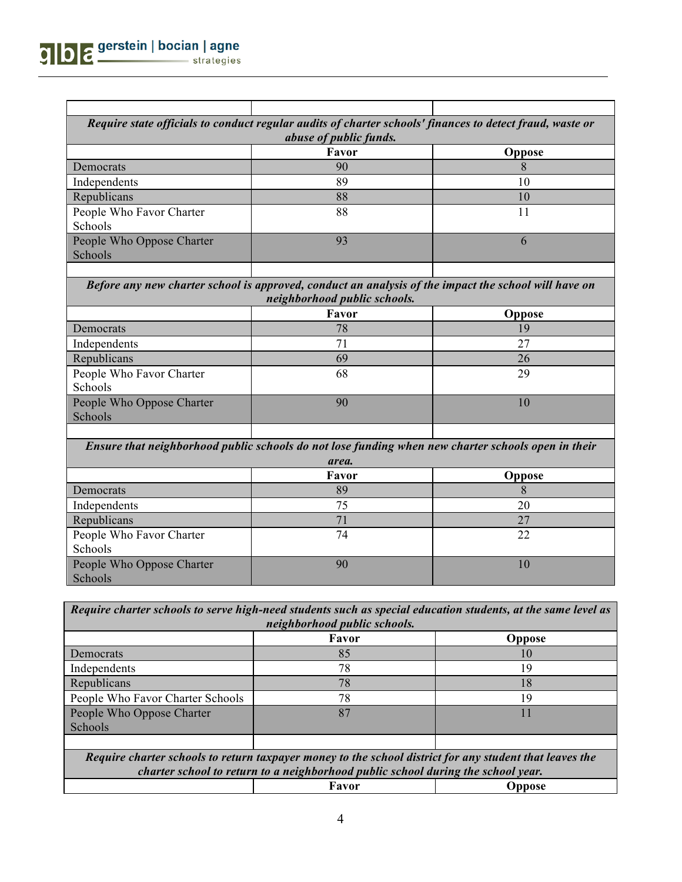| | | |
|---|---|---|
| ***Require state officials to conduct regular audits of charter schools' finances to detect fraud, waste or abuse of public funds.*** | | |
| | **Favor** | **Oppose** |
| Democrats | 90 | 8 |
| Independents | 89 | 10 |
| Republicans | 88 | 10 |
| People Who Favor Charter Schools | 88 | 11 |
| People Who Oppose Charter Schools | 93 | 6 |
| | | |
| ***Before any new charter school is approved, conduct an analysis of the impact the school will have on neighborhood public schools.*** | | |
| | **Favor** | **Oppose** |
| Democrats | 78 | 19 |
| Independents | 71 | 27 |
| Republicans | 69 | 26 |
| People Who Favor Charter Schools | 68 | 29 |
| People Who Oppose Charter Schools | 90 | 10 |
| | | |
| ***Ensure that neighborhood public schools do not lose funding when new charter schools open in their area.*** | | |
| | **Favor** | **Oppose** |
| Democrats | 89 | 8 |
| Independents | 75 | 20 |
| Republicans | 71 | 27 |
| People Who Favor Charter Schools | 74 | 22 |
| People Who Oppose Charter Schools | 90 | 10 |

| ***Require charter schools to serve high-need students such as special education students, at the same level as neighborhood public schools.*** | | |
|---|---|---|
| | **Favor** | **Oppose** |
| Democrats | 85 | 10 |
| Independents | 78 | 19 |
| Republicans | 78 | 18 |
| People Who Favor Charter Schools | 78 | 19 |
| People Who Oppose Charter Schools | 87 | 11 |
| | | |
| ***Require charter schools to return taxpayer money to the school district for any student that leaves the charter school to return to a neighborhood public school during the school year.*** | | |
| | **Favor** | **Oppose** |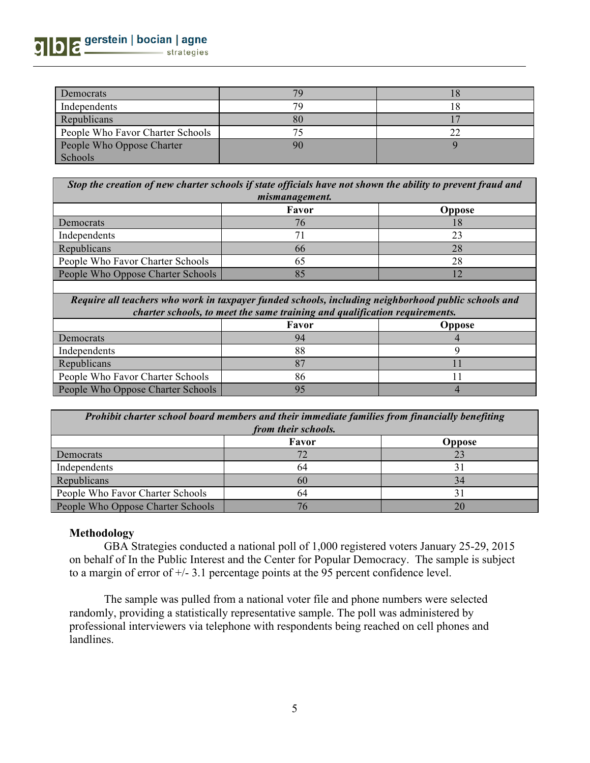| | | |
|---|---|---|
| Democrats | 79 | 18 |
| Independents | 79 | 18 |
| Republicans | 80 | 17 |
| People Who Favor Charter Schools | 75 | 22 |
| People Who Oppose Charter Schools | 90 | 9 |

| ***Stop the creation of new charter schools if state officials have not shown the ability to prevent fraud and mismanagement.*** | | |
|---|---|---|
| | **Favor** | **Oppose** |
| Democrats | 76 | 18 |
| Independents | 71 | 23 |
| Republicans | 66 | 28 |
| People Who Favor Charter Schools | 65 | 28 |
| People Who Oppose Charter Schools | 85 | 12 |

| ***Require all teachers who work in taxpayer funded schools, including neighborhood public schools and charter schools, to meet the same training and qualification requirements.*** | | |
|---|---|---|
| | **Favor** | **Oppose** |
| Democrats | 94 | 4 |
| Independents | 88 | 9 |
| Republicans | 87 | 11 |
| People Who Favor Charter Schools | 86 | 11 |
| People Who Oppose Charter Schools | 95 | 4 |

| ***Prohibit charter school board members and their immediate families from financially benefiting from their schools.*** | | |
|---|---|---|
| | **Favor** | **Oppose** |
| Democrats | 72 | 23 |
| Independents | 64 | 31 |
| Republicans | 60 | 34 |
| People Who Favor Charter Schools | 64 | 31 |
| People Who Oppose Charter Schools | 76 | 20 |

**Methodology**

GBA Strategies conducted a national poll of 1,000 registered voters January 25-29, 2015 on behalf of In the Public Interest and the Center for Popular Democracy. The sample is subject to a margin of error of +/- 3.1 percentage points at the 95 percent confidence level.

The sample was pulled from a national voter file and phone numbers were selected randomly, providing a statistically representative sample. The poll was administered by professional interviewers via telephone with respondents being reached on cell phones and landlines.